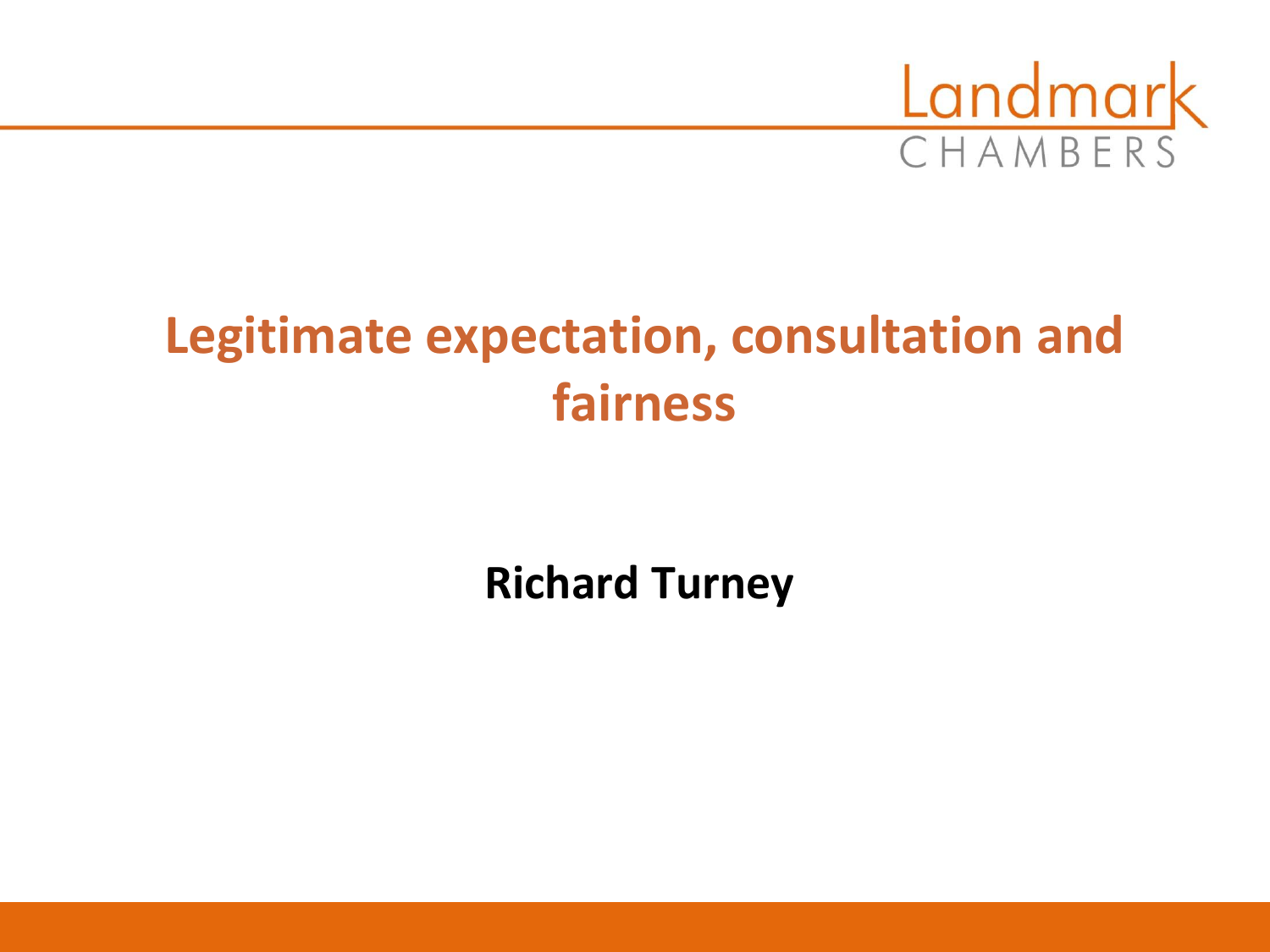Landmark CHAMBERS

# Legitimate expectation, consultation and fairness

**Richard Turney**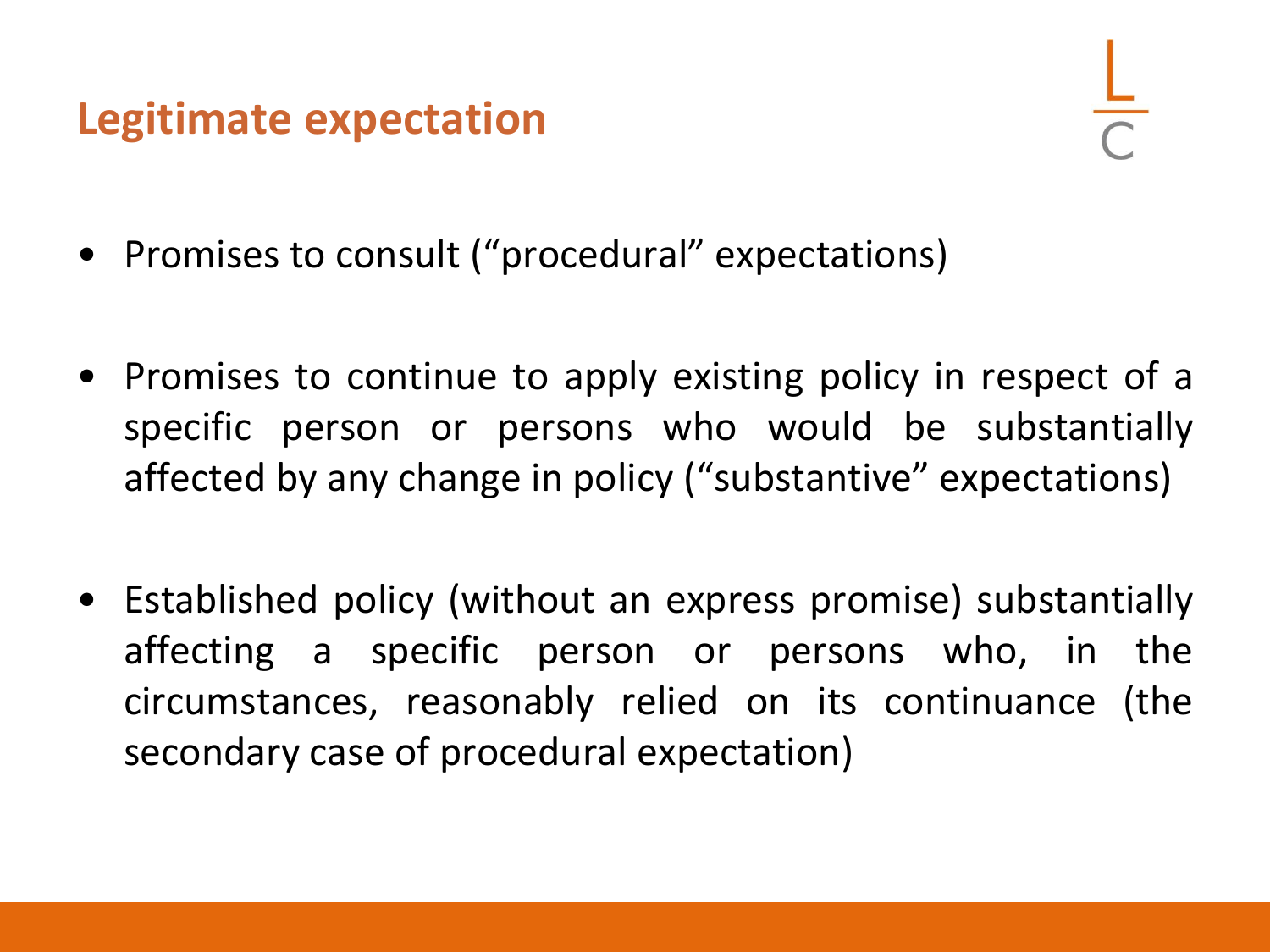## Legitimate expectation

- Promises to consult (“procedural” expectations)
- Promises to continue to apply existing policy in respect of a specific person or persons who would be substantially affected by any change in policy (“substantive” expectations)
- Established policy (without an express promise) substantially affecting a specific person or persons who, in the circumstances, reasonably relied on its continuance (the secondary case of procedural expectation)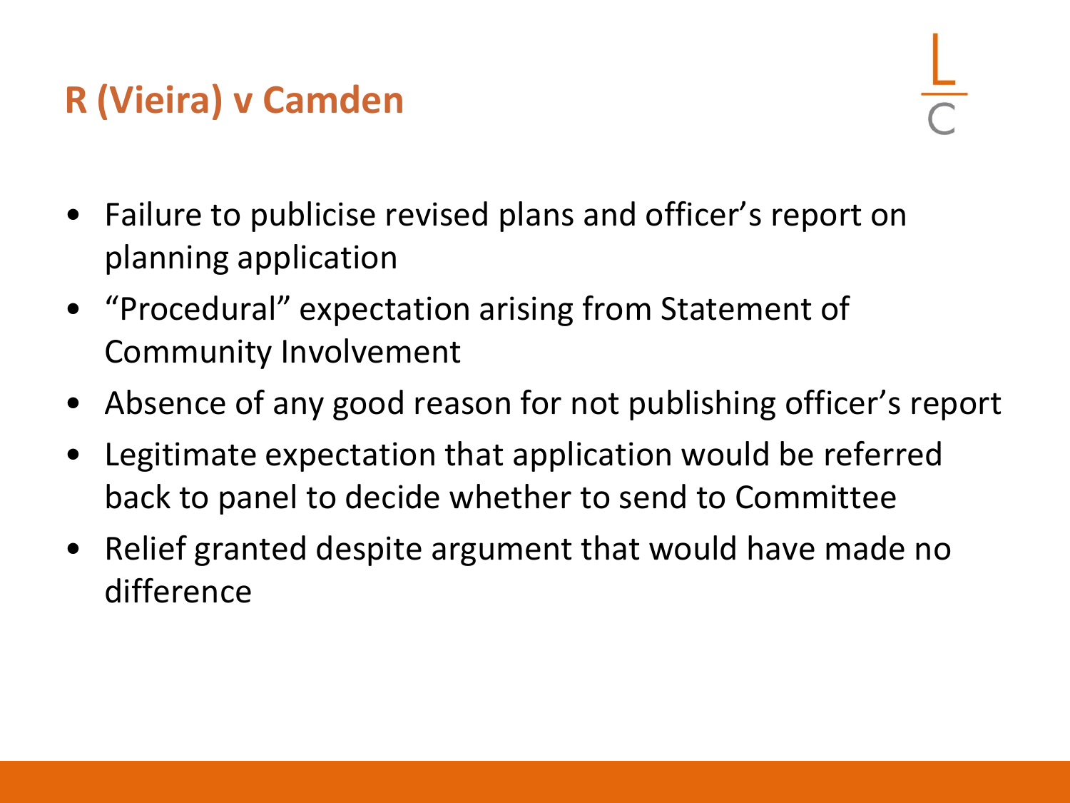## R (Vieira) v Camden

- Failure to publicise revised plans and officer's report on planning application
- "Procedural" expectation arising from Statement of Community Involvement
- Absence of any good reason for not publishing officer's report
- Legitimate expectation that application would be referred back to panel to decide whether to send to Committee
- Relief granted despite argument that would have made no difference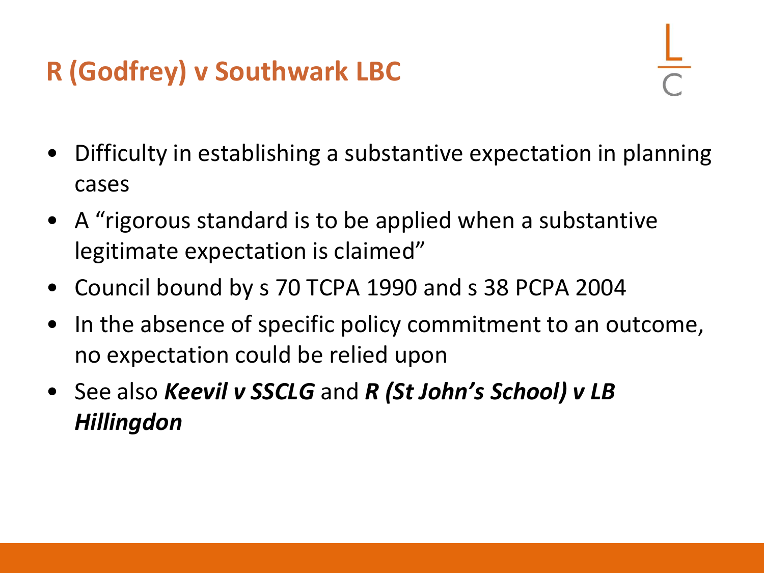## R (Godfrey) v Southwark LBC

- Difficulty in establishing a substantive expectation in planning cases
- A "rigorous standard is to be applied when a substantive legitimate expectation is claimed"
- Council bound by s 70 TCPA 1990 and s 38 PCPA 2004
- In the absence of specific policy commitment to an outcome, no expectation could be relied upon
- See also ***Keevil v SSCLG*** and ***R (St John's School) v LB Hillingdon***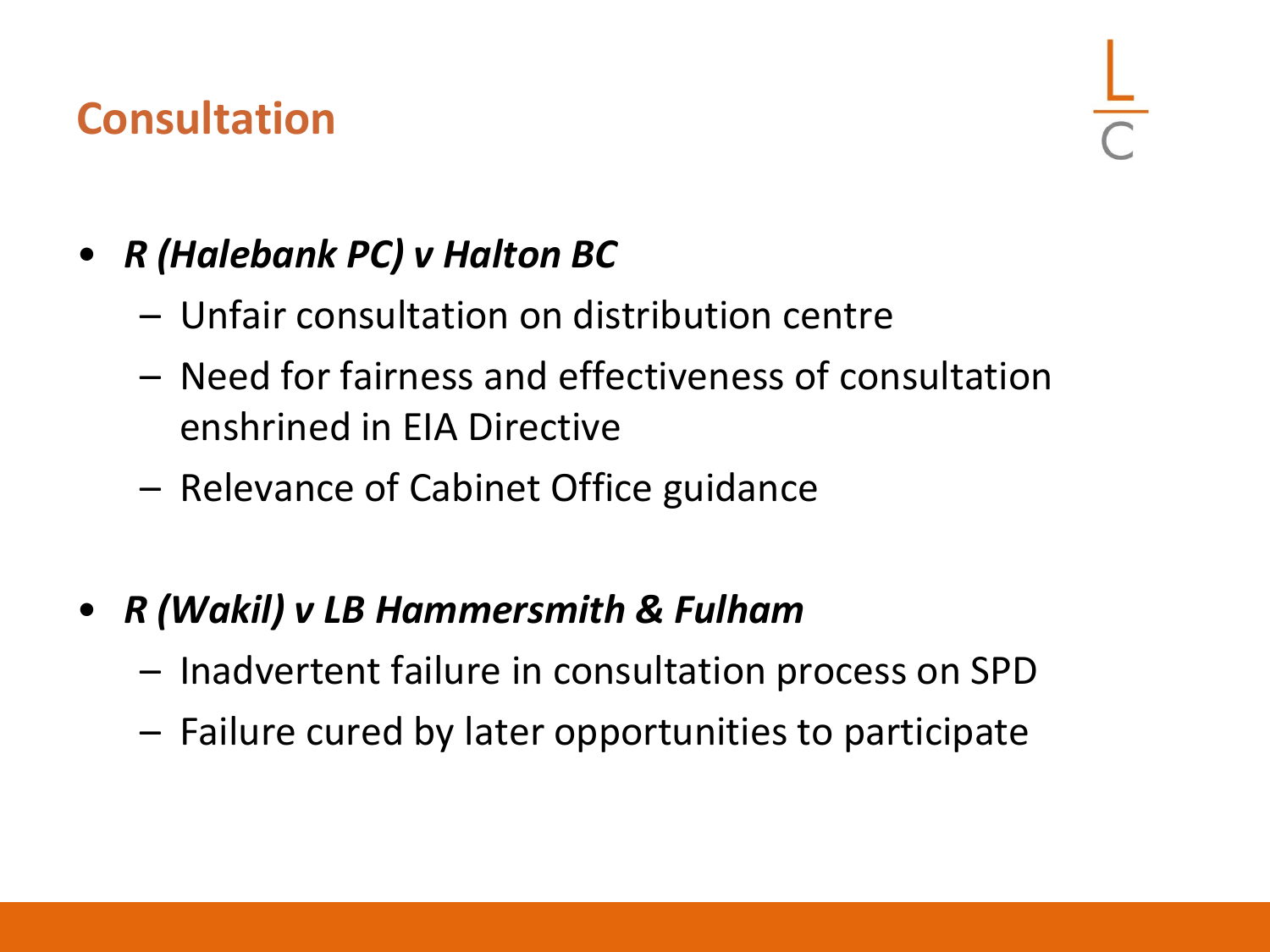## Consultation

- ***R (Halebank PC) v Halton BC***
  - Unfair consultation on distribution centre
  - Need for fairness and effectiveness of consultation enshrined in EIA Directive
  - Relevance of Cabinet Office guidance

- ***R (Wakil) v LB Hammersmith & Fulham***
  - Inadvertent failure in consultation process on SPD
  - Failure cured by later opportunities to participate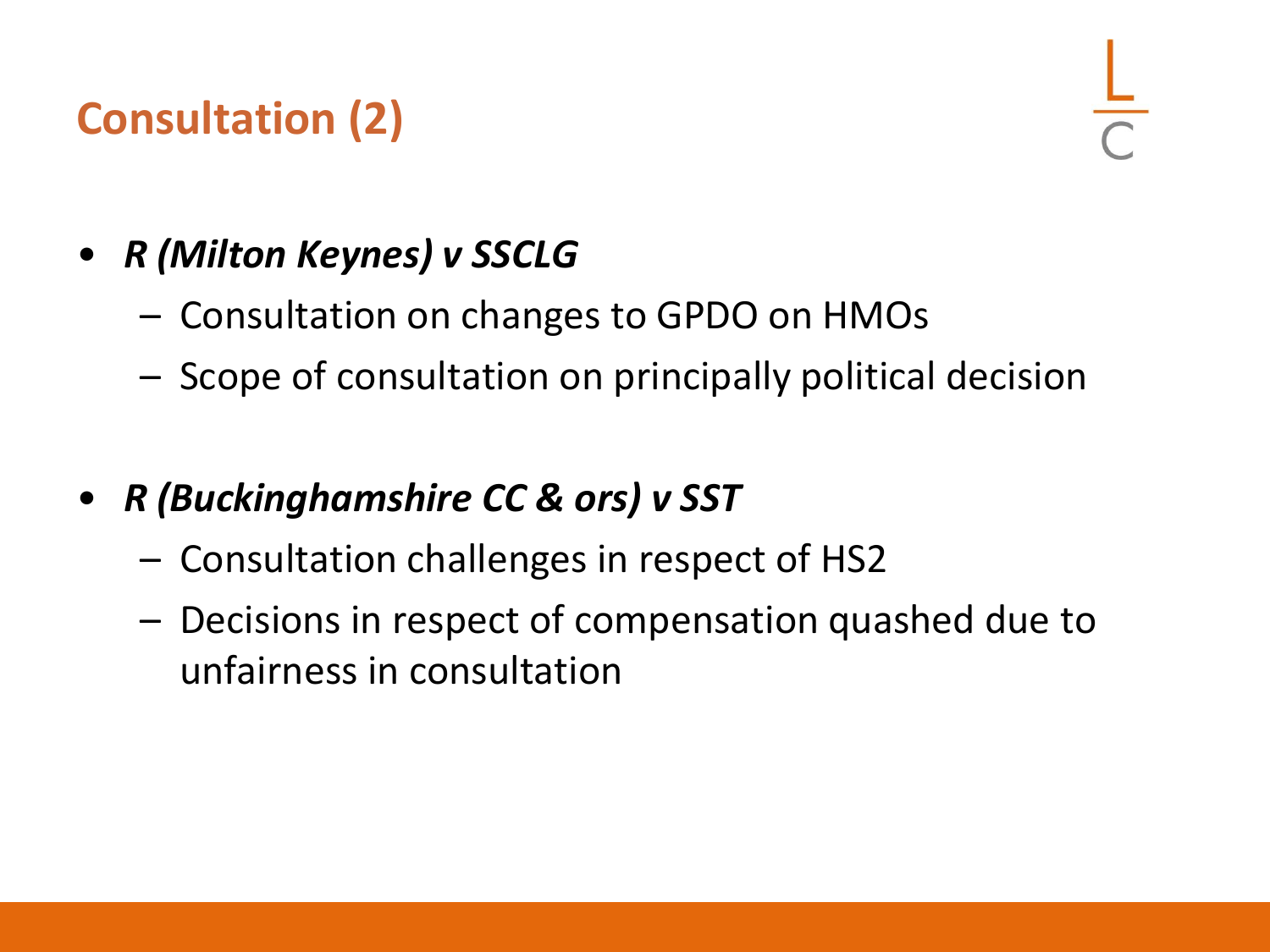## Consultation (2)

- ***R (Milton Keynes) v SSCLG***
  - Consultation on changes to GPDO on HMOs
  - Scope of consultation on principally political decision

- ***R (Buckinghamshire CC & ors) v SST***
  - Consultation challenges in respect of HS2
  - Decisions in respect of compensation quashed due to unfairness in consultation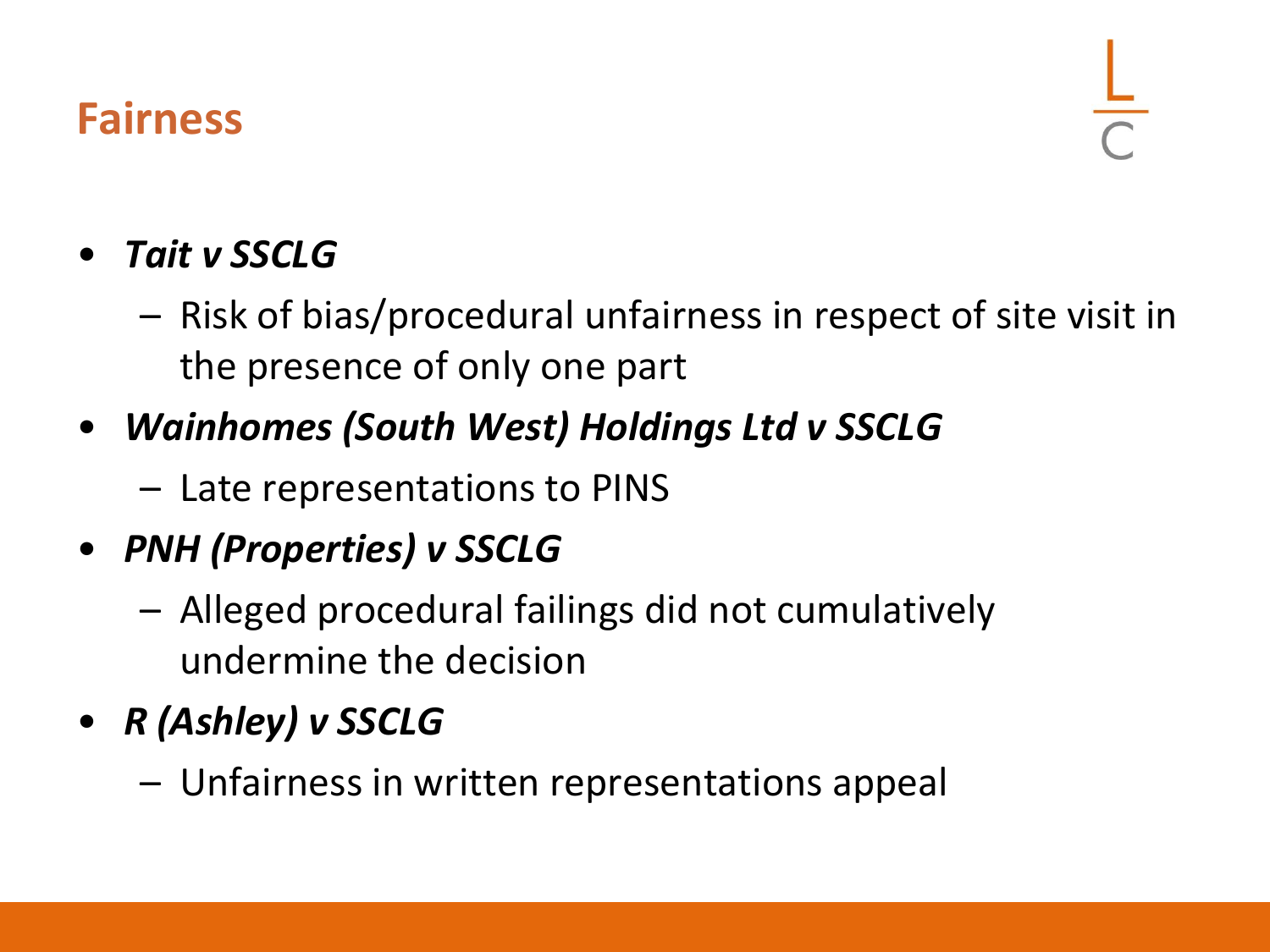# Fairness

- ***Tait v SSCLG***
  - Risk of bias/procedural unfairness in respect of site visit in the presence of only one part
- ***Wainhomes (South West) Holdings Ltd v SSCLG***
  - Late representations to PINS
- ***PNH (Properties) v SSCLG***
  - Alleged procedural failings did not cumulatively undermine the decision
- ***R (Ashley) v SSCLG***
  - Unfairness in written representations appeal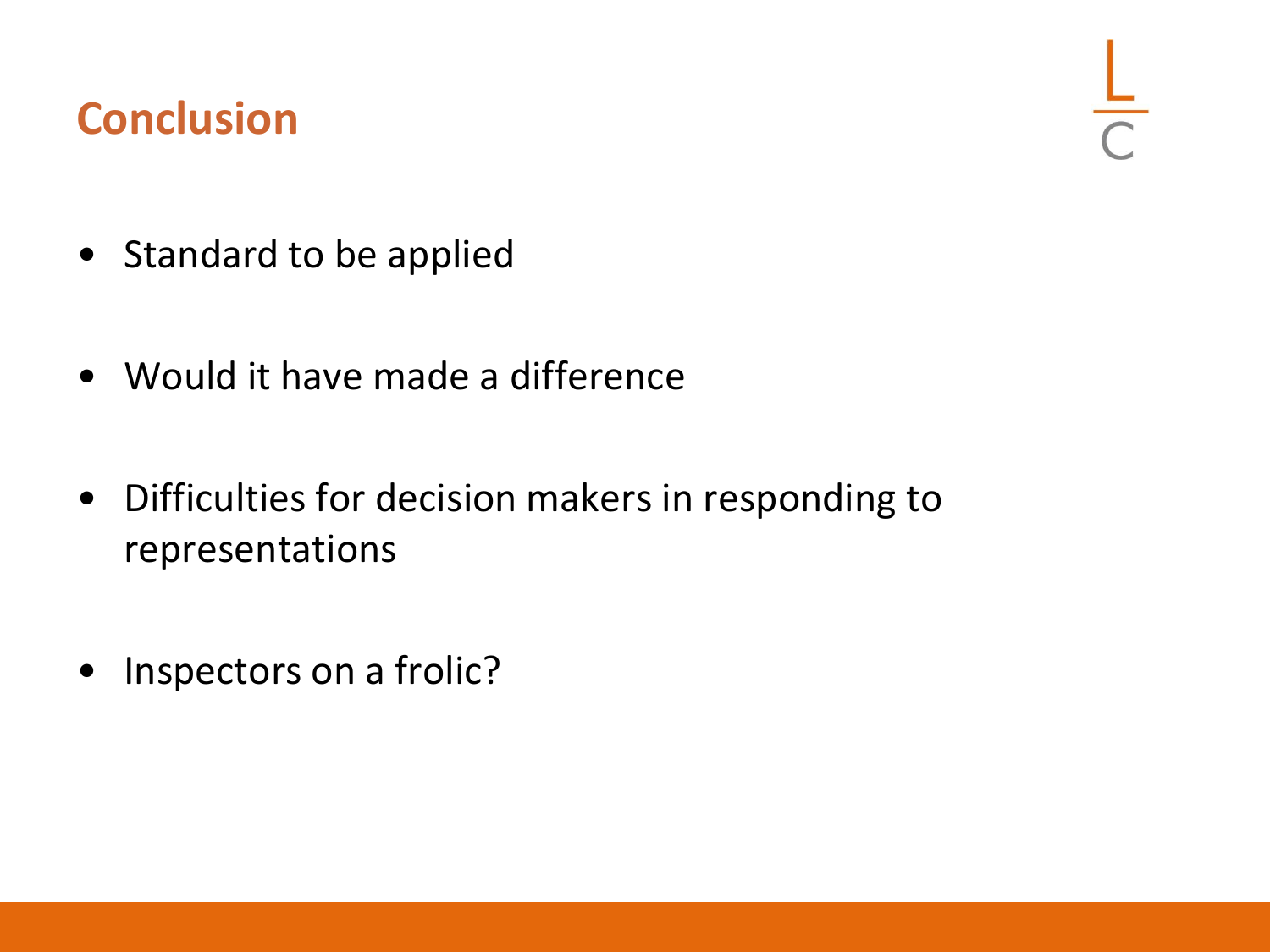## Conclusion

- Standard to be applied
- Would it have made a difference
- Difficulties for decision makers in responding to representations
- Inspectors on a frolic?